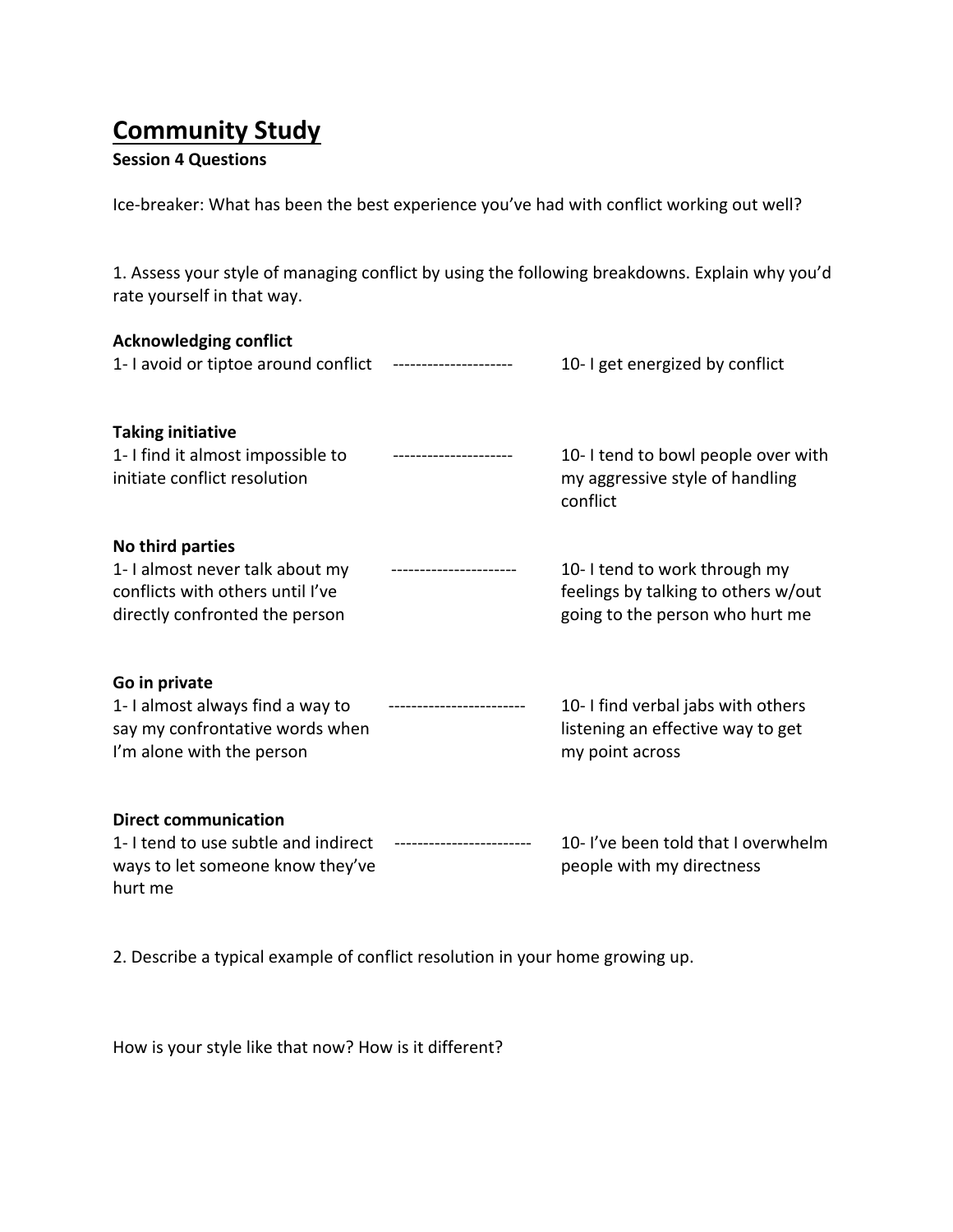# Community Study

**Session 4 Questions**

Ice-breaker: What has been the best experience you've had with conflict working out well?

1. Assess your style of managing conflict by using the following breakdowns. Explain why you'd rate yourself in that way.

**Acknowledging conflict**

1- I avoid or tiptoe around conflict --------------------- 10- I get energized by conflict

**Taking initiative**

1- I find it almost impossible to initiate conflict resolution --------------------- 10- I tend to bowl people over with my aggressive style of handling conflict

**No third parties**

1- I almost never talk about my conflicts with others until I've directly confronted the person ---------------------- 10- I tend to work through my feelings by talking to others w/out going to the person who hurt me

**Go in private**

1- I almost always find a way to say my confrontative words when I'm alone with the person ------------------------ 10- I find verbal jabs with others listening an effective way to get my point across

**Direct communication**

1- I tend to use subtle and indirect ways to let someone know they've hurt me ------------------------ 10- I've been told that I overwhelm people with my directness

2. Describe a typical example of conflict resolution in your home growing up.

How is your style like that now? How is it different?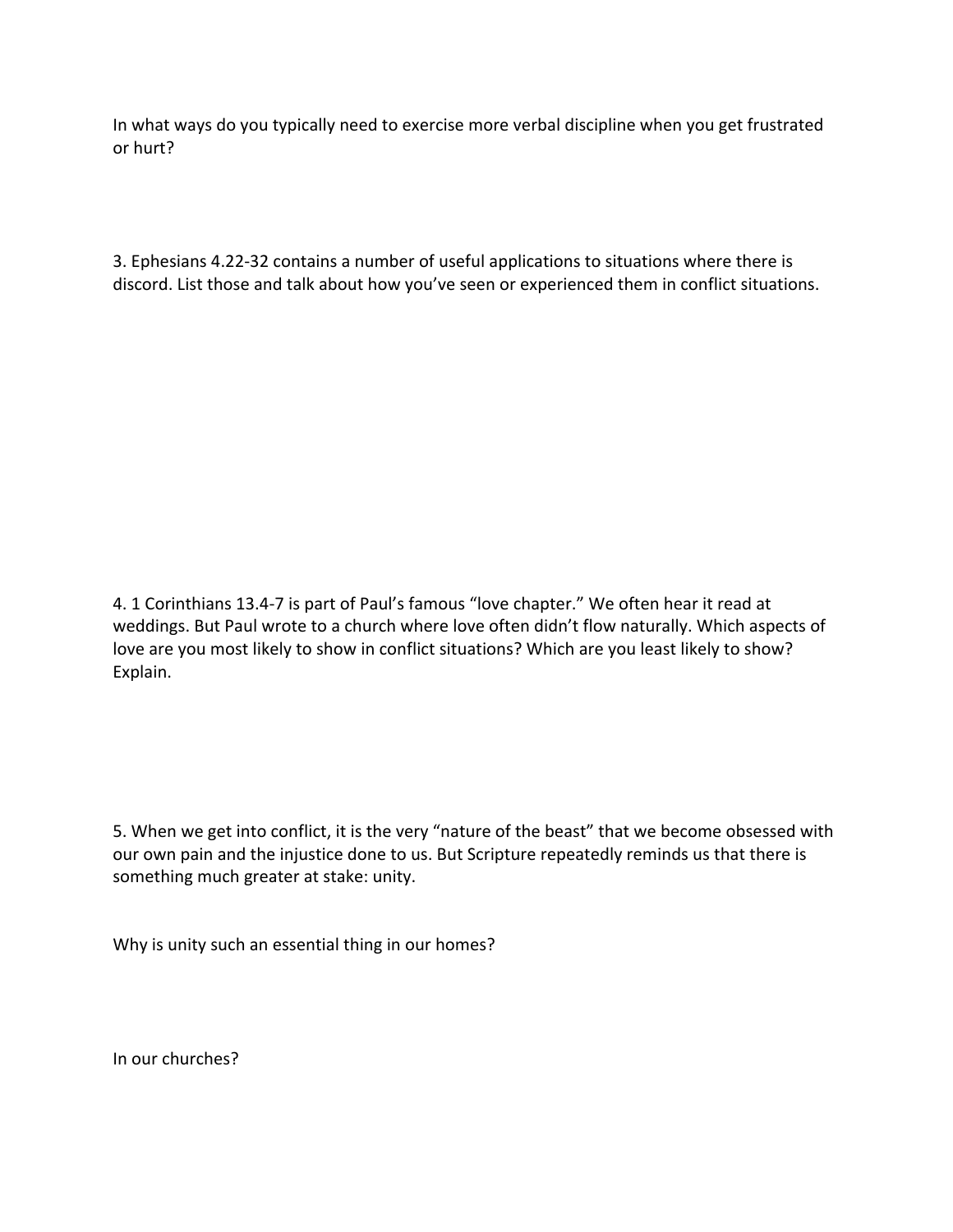In what ways do you typically need to exercise more verbal discipline when you get frustrated or hurt?

3. Ephesians 4.22-32 contains a number of useful applications to situations where there is discord. List those and talk about how you've seen or experienced them in conflict situations.

4. 1 Corinthians 13.4-7 is part of Paul's famous "love chapter." We often hear it read at weddings. But Paul wrote to a church where love often didn't flow naturally. Which aspects of love are you most likely to show in conflict situations? Which are you least likely to show? Explain.

5. When we get into conflict, it is the very "nature of the beast" that we become obsessed with our own pain and the injustice done to us. But Scripture repeatedly reminds us that there is something much greater at stake: unity.

Why is unity such an essential thing in our homes?

In our churches?